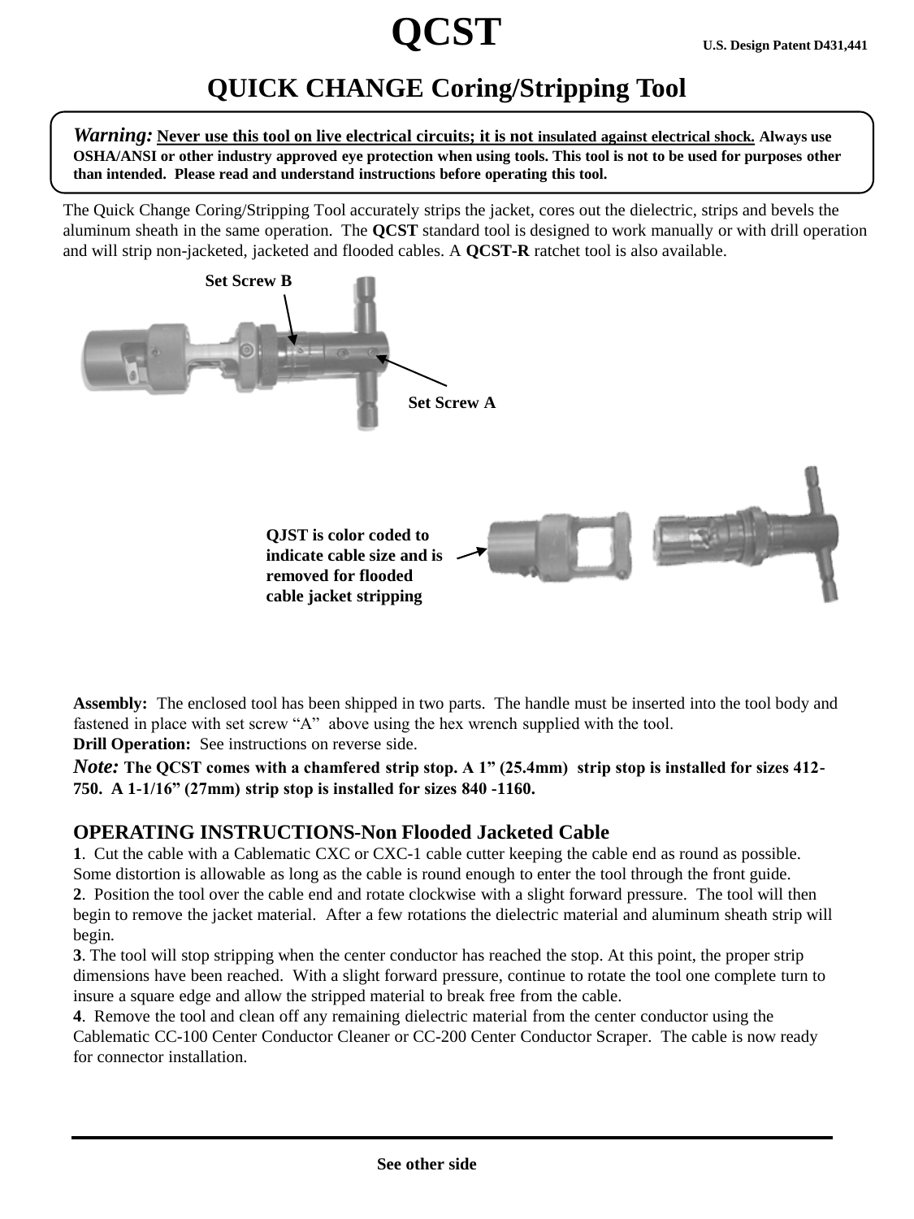# QCST

U.S. Design Patent D431,441

## QUICK CHANGE Coring/Stripping Tool

***Warning:*** **Never use this tool on live electrical circuits; it is not insulated against electrical shock. Always use OSHA/ANSI or other industry approved eye protection when using tools. This tool is not to be used for purposes other than intended. Please read and understand instructions before operating this tool.**

The Quick Change Coring/Stripping Tool accurately strips the jacket, cores out the dielectric, strips and bevels the aluminum sheath in the same operation. The **QCST** standard tool is designed to work manually or with drill operation and will strip non-jacketed, jacketed and flooded cables. A **QCST-R** ratchet tool is also available.

**Set Screw B**

**Set Screw A**

**QJST is color coded to indicate cable size and is removed for flooded cable jacket stripping**

**Assembly:** The enclosed tool has been shipped in two parts. The handle must be inserted into the tool body and fastened in place with set screw "A" above using the hex wrench supplied with the tool.
**Drill Operation:** See instructions on reverse side.
***Note:*** **The QCST comes with a chamfered strip stop. A 1" (25.4mm) strip stop is installed for sizes 412-750. A 1-1/16" (27mm) strip stop is installed for sizes 840 -1160.**

### OPERATING INSTRUCTIONS-Non Flooded Jacketed Cable

**1**. Cut the cable with a Cablematic CXC or CXC-1 cable cutter keeping the cable end as round as possible. Some distortion is allowable as long as the cable is round enough to enter the tool through the front guide.
**2**. Position the tool over the cable end and rotate clockwise with a slight forward pressure. The tool will then begin to remove the jacket material. After a few rotations the dielectric material and aluminum sheath strip will begin.
**3**. The tool will stop stripping when the center conductor has reached the stop. At this point, the proper strip dimensions have been reached. With a slight forward pressure, continue to rotate the tool one complete turn to insure a square edge and allow the stripped material to break free from the cable.
**4**. Remove the tool and clean off any remaining dielectric material from the center conductor using the Cablematic CC-100 Center Conductor Cleaner or CC-200 Center Conductor Scraper. The cable is now ready for connector installation.

**See other side**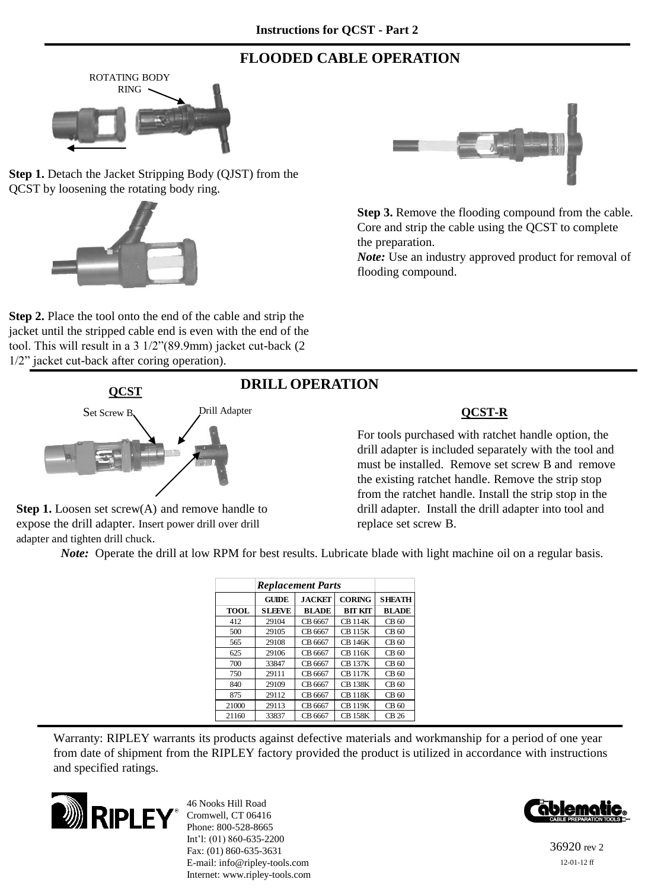Instructions for QCST - Part 2

## FLOODED CABLE OPERATION

ROTATING BODY RING

**Step 1.** Detach the Jacket Stripping Body (QJST) from the QCST by loosening the rotating body ring.

**Step 2.** Place the tool onto the end of the cable and strip the jacket until the stripped cable end is even with the end of the tool. This will result in a 3 1/2"(89.9mm) jacket cut-back (2 1/2" jacket cut-back after coring operation).

**Step 3.** Remove the flooding compound from the cable. Core and strip the cable using the QCST to complete the preparation.
***Note:*** Use an industry approved product for removal of flooding compound.

## DRILL OPERATION

### QCST

Set Screw B

Drill Adapter

**Step 1.** Loosen set screw(A) and remove handle to expose the drill adapter. Insert power drill over drill adapter and tighten drill chuck.

### QCST-R

For tools purchased with ratchet handle option, the drill adapter is included separately with the tool and must be installed. Remove set screw B and remove the existing ratchet handle. Remove the strip stop from the ratchet handle. Install the strip stop in the drill adapter. Install the drill adapter into tool and replace set screw B.

***Note:*** Operate the drill at low RPM for best results. Lubricate blade with light machine oil on a regular basis.

| | ***Replacement Parts*** | | | |
|---|---|---|---|---|
| TOOL | GUIDE SLEEVE | JACKET BLADE | CORING BIT KIT | SHEATH BLADE |
| 412 | 29104 | CB 6667 | CB 114K | CB 60 |
| 500 | 29105 | CB 6667 | CB 115K | CB 60 |
| 565 | 29108 | CB 6667 | CB 146K | CB 60 |
| 625 | 29106 | CB 6667 | CB 116K | CB 60 |
| 700 | 33847 | CB 6667 | CB 137K | CB 60 |
| 750 | 29111 | CB 6667 | CB 117K | CB 60 |
| 840 | 29109 | CB 6667 | CB 138K | CB 60 |
| 875 | 29112 | CB 6667 | CB 118K | CB 60 |
| 21000 | 29113 | CB 6667 | CB 119K | CB 60 |
| 21160 | 33837 | CB 6667 | CB 158K | CB 26 |

Warranty: RIPLEY warrants its products against defective materials and workmanship for a period of one year from date of shipment from the RIPLEY factory provided the product is utilized in accordance with instructions and specified ratings.

RIPLEY®

46 Nooks Hill Road
Cromwell, CT 06416
Phone: 800-528-8665
Int'l: (01) 860-635-2200
Fax: (01) 860-635-3631
E-mail: info@ripley-tools.com
Internet: www.ripley-tools.com

Cablematic® CABLE PREPARATION TOOLS

36920 rev 2

12-01-12 ff